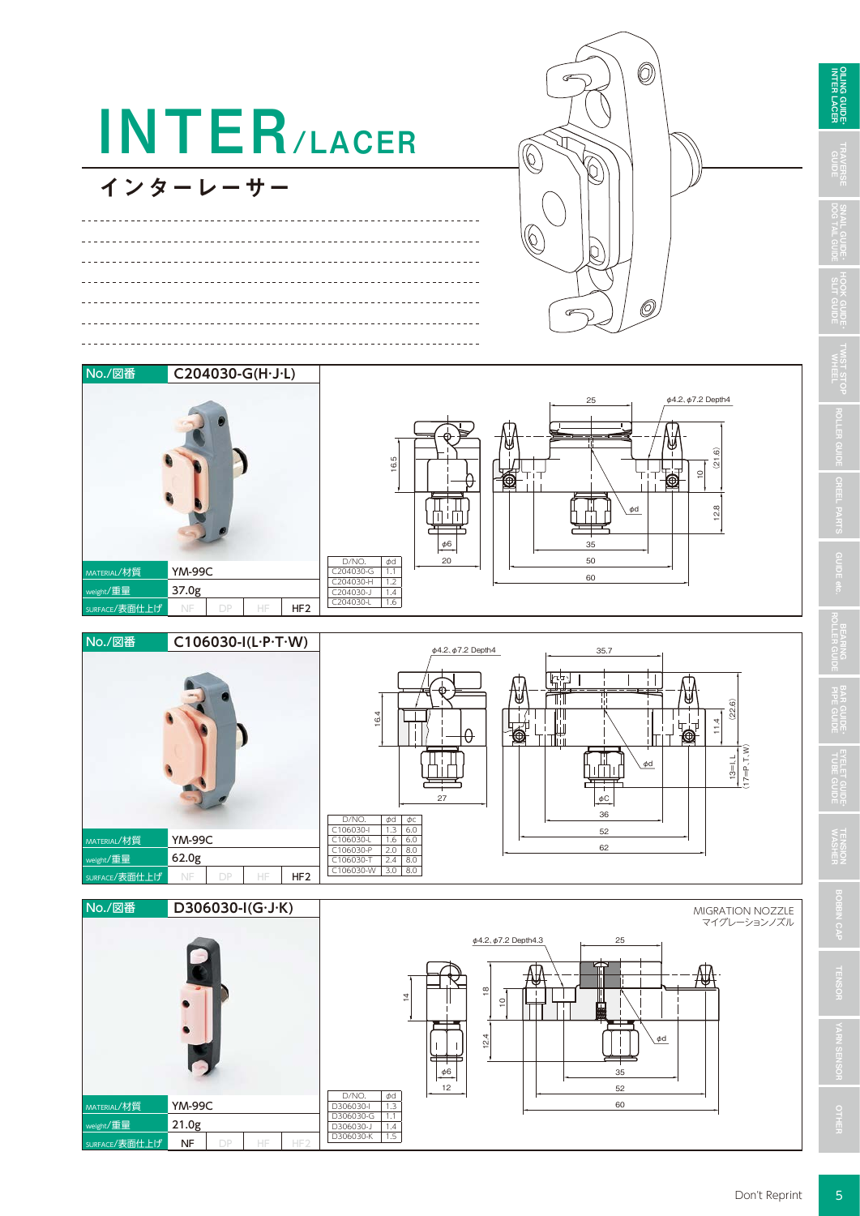# INTER/LACER

## インターレーサー

| No./図番 | C204030-G(H·J·L) |
| --- | --- |
| MATERIAL/材質 | YM-99C |
| weight/重量 | 37.0g |
| SURFACE/表面仕上げ | HF2 |

| D/NO. | φd |
| --- | --- |
| C204030-G | 1.1 |
| C204030-H | 1.2 |
| C204030-J | 1.4 |
| C204030-L | 1.6 |

| No./図番 | C106030-I(L·P·T·W) |
| --- | --- |
| MATERIAL/材質 | YM-99C |
| weight/重量 | 62.0g |
| SURFACE/表面仕上げ | HF2 |

| D/NO. | φd | φc |
| --- | --- | --- |
| C106030-I | 1.3 | 6.0 |
| C106030-L | 1.6 | 6.0 |
| C106030-P | 2.0 | 8.0 |
| C106030-T | 2.4 | 8.0 |
| C106030-W | 3.0 | 8.0 |

| No./図番 | D306030-I(G·J·K) |
| --- | --- |
| MATERIAL/材質 | YM-99C |
| weight/重量 | 21.0g |
| SURFACE/表面仕上げ | NF |

MIGRATION NOZZLE
マイグレーションノズル

| D/NO. | φd |
| --- | --- |
| D306030-I | 1.3 |
| D306030-G | 1.1 |
| D306030-J | 1.4 |
| D306030-K | 1.5 |

Don't Reprint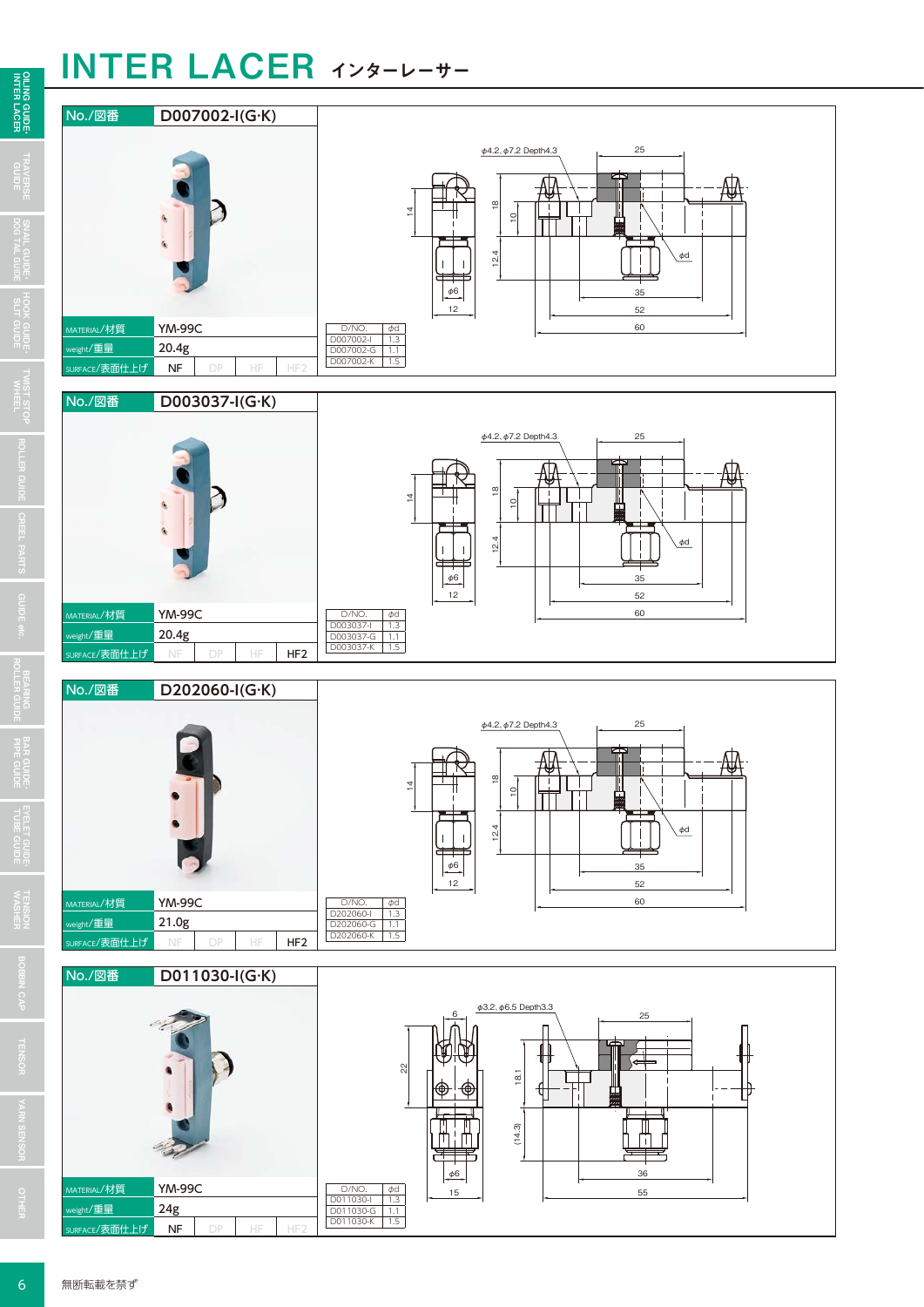# INTER LACER インターレーサー

## No./図番 D007002-I(G·K)

| MATERIAL/材質 | YM-99C |
|---|---|
| weight/重量 | 20.4g |
| SURFACE/表面仕上げ | NF |

| D/NO. | φd |
|---|---|
| D007002-I | 1.3 |
| D007002-G | 1.1 |
| D007002-K | 1.5 |

φ4.2, φ7.2 Depth4.3

## No./図番 D003037-I(G·K)

| MATERIAL/材質 | YM-99C |
|---|---|
| weight/重量 | 20.4g |
| SURFACE/表面仕上げ | HF2 |

| D/NO. | φd |
|---|---|
| D003037-I | 1.3 |
| D003037-G | 1.1 |
| D003037-K | 1.5 |

φ4.2, φ7.2 Depth4.3

## No./図番 D202060-I(G·K)

| MATERIAL/材質 | YM-99C |
|---|---|
| weight/重量 | 21.0g |
| SURFACE/表面仕上げ | HF2 |

| D/NO. | φd |
|---|---|
| D202060-I | 1.3 |
| D202060-G | 1.1 |
| D202060-K | 1.5 |

φ4.2, φ7.2 Depth4.3

## No./図番 D011030-I(G·K)

| MATERIAL/材質 | YM-99C |
|---|---|
| weight/重量 | 24g |
| SURFACE/表面仕上げ | NF |

| D/NO. | φd |
|---|---|
| D011030-I | 1.3 |
| D011030-G | 1.1 |
| D011030-K | 1.5 |

φ3.2, φ6.5 Depth3.3

無断転載を禁ず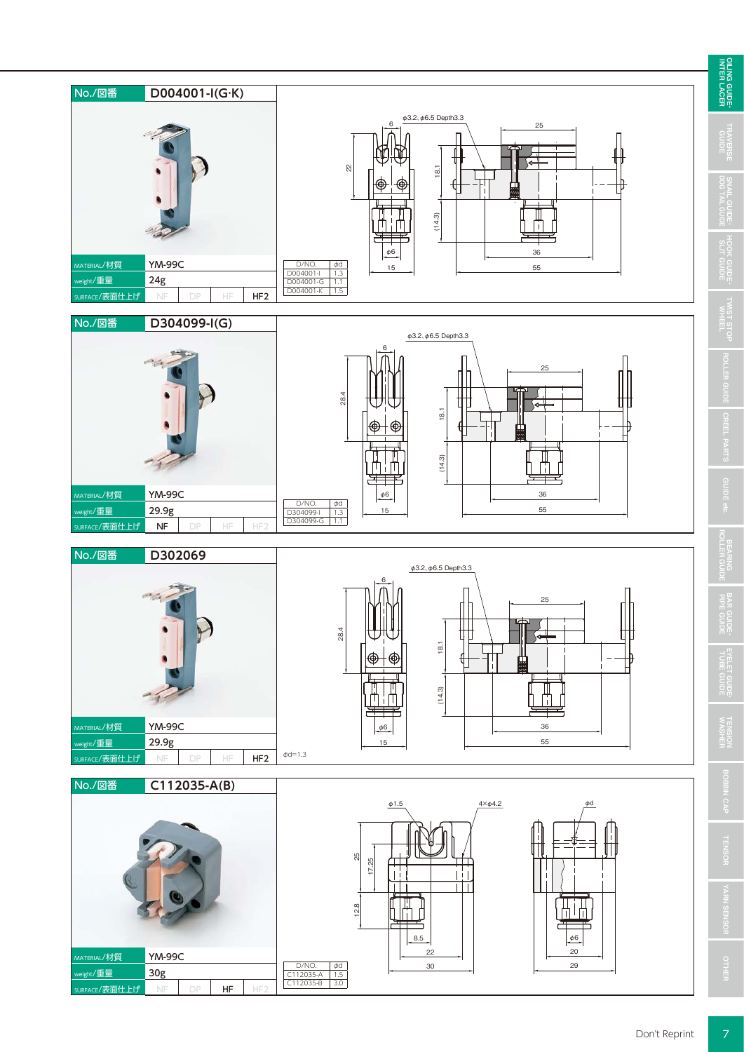## No./図番 D004001-I(G·K)

| | |
|---|---|
| MATERIAL/材質 | YM-99C |
| weight/重量 | 24g |
| SURFACE/表面仕上げ | NF DP HF **HF2** |

φ3.2, φ6.5 Depth3.3

| D/NO. | φd |
|---|---|
| D004001-I | 1.3 |
| D004001-G | 1.1 |
| D004001-K | 1.5 |

## No./図番 D304099-I(G)

| | |
|---|---|
| MATERIAL/材質 | YM-99C |
| weight/重量 | 29.9g |
| SURFACE/表面仕上げ | **NF** DP HF HF2 |

φ3.2, φ6.5 Depth3.3

| D/NO. | φd |
|---|---|
| D304099-I | 1.3 |
| D304099-G | 1.1 |

## No./図番 D302069

| | |
|---|---|
| MATERIAL/材質 | YM-99C |
| weight/重量 | 29.9g |
| SURFACE/表面仕上げ | NF DP HF **HF2** |

φ3.2, φ6.5 Depth3.3

φd=1.3

## No./図番 C112035-A(B)

| | |
|---|---|
| MATERIAL/材質 | YM-99C |
| weight/重量 | 30g |
| SURFACE/表面仕上げ | NF DP **HF** HF2 |

φ1.5, 4×φ4.2, φd

| D/NO. | φd |
|---|---|
| C112035-A | 1.5 |
| C112035-B | 3.0 |

Don't Reprint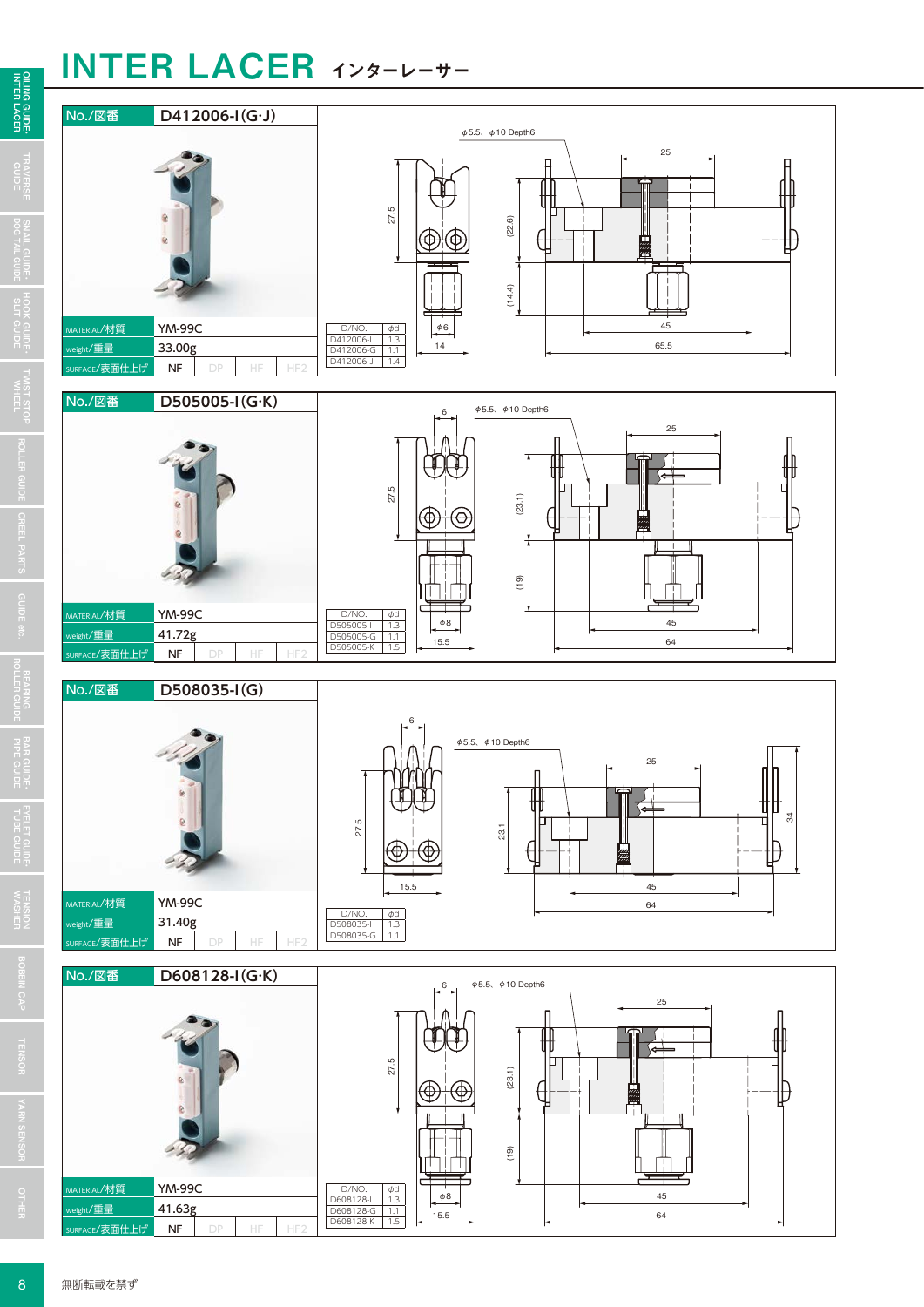# INTER LACER インターレーサー

## No./図番 D412006-I(G·J)

| | |
|---|---|
| MATERIAL/材質 | YM-99C |
| weight/重量 | 33.00g |
| SURFACE/表面仕上げ | NF DP HF HF2 |

| D/NO. | ϕd |
|---|---|
| D412006-I | 1.3 |
| D412006-G | 1.1 |
| D412006-J | 1.4 |

ϕ5.5、ϕ10 Depth6

## No./図番 D505005-I(G·K)

| | |
|---|---|
| MATERIAL/材質 | YM-99C |
| weight/重量 | 41.72g |
| SURFACE/表面仕上げ | NF DP HF HF2 |

| D/NO. | ϕd |
|---|---|
| D505005-I | 1.3 |
| D505005-G | 1.1 |
| D505005-K | 1.5 |

ϕ5.5、ϕ10 Depth6

## No./図番 D508035-I(G)

| | |
|---|---|
| MATERIAL/材質 | YM-99C |
| weight/重量 | 31.40g |
| SURFACE/表面仕上げ | NF DP HF HF2 |

| D/NO. | ϕd |
|---|---|
| D508035-I | 1.3 |
| D508035-G | 1.1 |

ϕ5.5、ϕ10 Depth6

## No./図番 D608128-I(G·K)

| | |
|---|---|
| MATERIAL/材質 | YM-99C |
| weight/重量 | 41.63g |
| SURFACE/表面仕上げ | NF DP HF HF2 |

| D/NO. | ϕd |
|---|---|
| D608128-I | 1.3 |
| D608128-G | 1.1 |
| D608128-K | 1.5 |

ϕ5.5、ϕ10 Depth6

無断転載を禁ず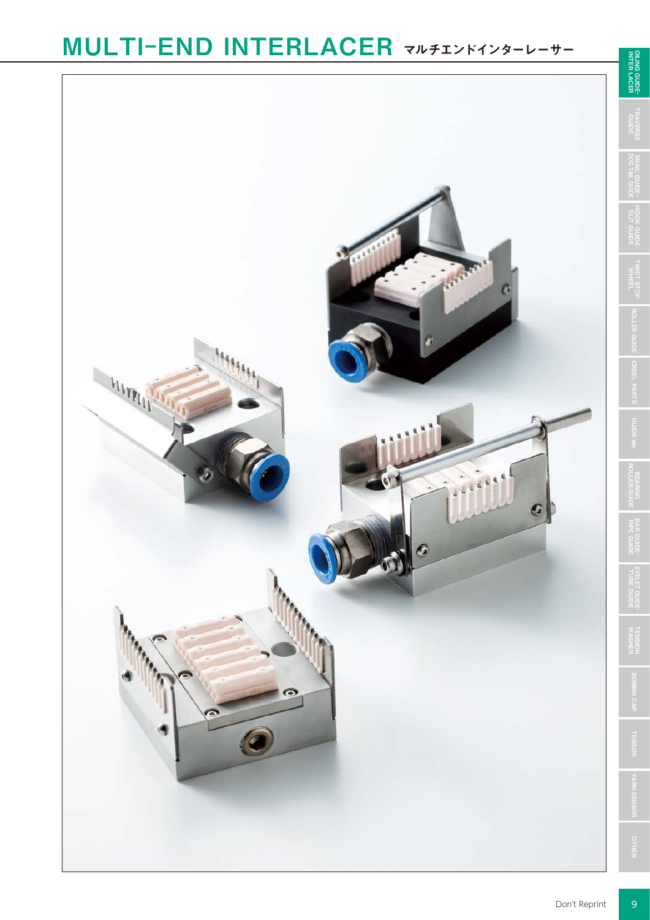# MULTI-END INTERLACER マルチエンドインターレーサー

Don't Reprint